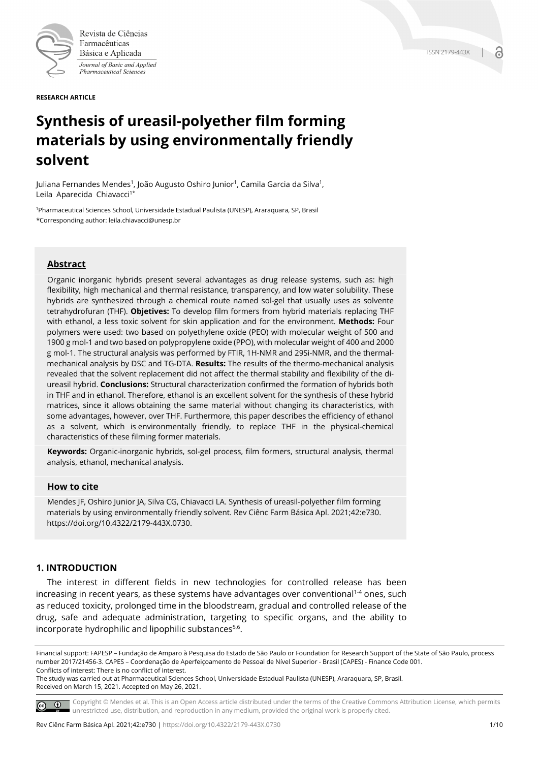**RESEARCH ARTICLE**

# Synthesis of ureasil-polyether film forming materials by using environmentally friendly solvent

Juliana Fernandes Mendes[1], João Augusto Oshiro Junior[1], Camila Garcia da Silva[1], Leila Aparecida Chiavacci[1*]

[1]Pharmaceutical Sciences School, Universidade Estadual Paulista (UNESP), Araraquara, SP, Brasil
*Corresponding author: leila.chiavacci@unesp.br

## Abstract

Organic inorganic hybrids present several advantages as drug release systems, such as: high flexibility, high mechanical and thermal resistance, transparency, and low water solubility. These hybrids are synthesized through a chemical route named sol-gel that usually uses as solvente tetrahydrofuran (THF). **Objetives:** To develop film formers from hybrid materials replacing THF with ethanol, a less toxic solvent for skin application and for the environment. **Methods:** Four polymers were used: two based on polyethylene oxide (PEO) with molecular weight of 500 and 1900 g mol-1 and two based on polypropylene oxide (PPO), with molecular weight of 400 and 2000 g mol-1. The structural analysis was performed by FTIR, 1H-NMR and 29Si-NMR, and the thermal-mechanical analysis by DSC and TG-DTA. **Results:** The results of the thermo-mechanical analysis revealed that the solvent replacement did not affect the thermal stability and flexibility of the di-ureasil hybrid. **Conclusions:** Structural characterization confirmed the formation of hybrids both in THF and in ethanol. Therefore, ethanol is an excellent solvent for the synthesis of these hybrid matrices, since it allows obtaining the same material without changing its characteristics, with some advantages, however, over THF. Furthermore, this paper describes the efficiency of ethanol as a solvent, which is environmentally friendly, to replace THF in the physical-chemical characteristics of these filming former materials.

**Keywords:** Organic-inorganic hybrids, sol-gel process, film formers, structural analysis, thermal analysis, ethanol, mechanical analysis.

## How to cite

Mendes JF, Oshiro Junior JA, Silva CG, Chiavacci LA. Synthesis of ureasil-polyether film forming materials by using environmentally friendly solvent. Rev Ciênc Farm Básica Apl. 2021;42:e730. https://doi.org/10.4322/2179-443X.0730.

## 1. INTRODUCTION

The interest in different fields in new technologies for controlled release has been increasing in recent years, as these systems have advantages over conventional[1-4] ones, such as reduced toxicity, prolonged time in the bloodstream, gradual and controlled release of the drug, safe and adequate administration, targeting to specific organs, and the ability to incorporate hydrophilic and lipophilic substances[5,6].

Financial support: FAPESP – Fundação de Amparo à Pesquisa do Estado de São Paulo or Foundation for Research Support of the State of São Paulo, process number 2017/21456-3. CAPES – Coordenação de Aperfeiçoamento de Pessoal de Nível Superior - Brasil (CAPES) - Finance Code 001.
Conflicts of interest: There is no conflict of interest.
The study was carried out at Pharmaceutical Sciences School, Universidade Estadual Paulista (UNESP), Araraquara, SP, Brasil.
Received on March 15, 2021. Accepted on May 26, 2021.

Copyright © Mendes et al. This is an Open Access article distributed under the terms of the Creative Commons Attribution License, which permits unrestricted use, distribution, and reproduction in any medium, provided the original work is properly cited.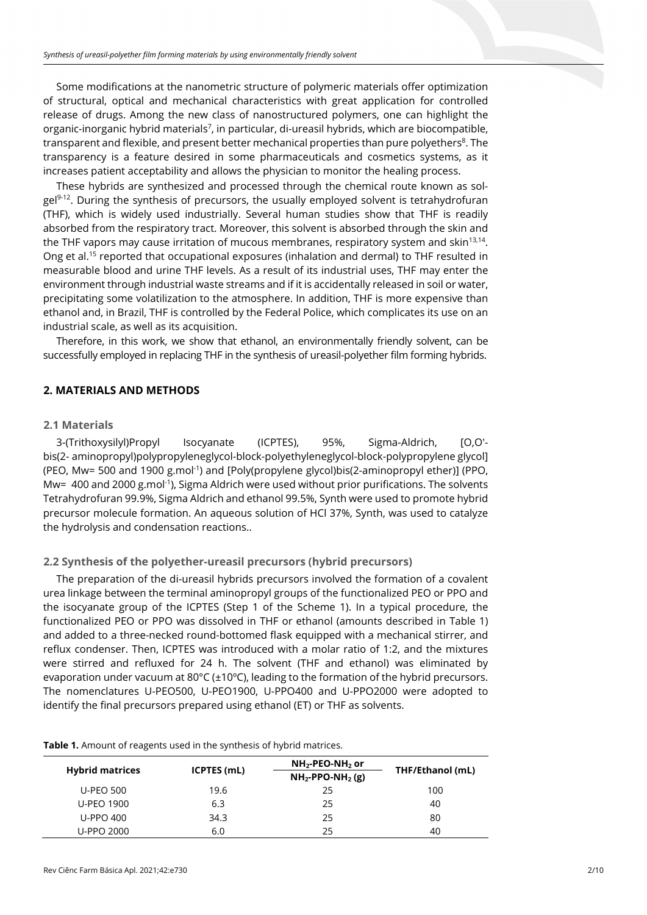Some modifications at the nanometric structure of polymeric materials offer optimization of structural, optical and mechanical characteristics with great application for controlled release of drugs. Among the new class of nanostructured polymers, one can highlight the organic-inorganic hybrid materials[7], in particular, di-ureasil hybrids, which are biocompatible, transparent and flexible, and present better mechanical properties than pure polyethers[8]. The transparency is a feature desired in some pharmaceuticals and cosmetics systems, as it increases patient acceptability and allows the physician to monitor the healing process.

These hybrids are synthesized and processed through the chemical route known as sol-gel[9-12]. During the synthesis of precursors, the usually employed solvent is tetrahydrofuran (THF), which is widely used industrially. Several human studies show that THF is readily absorbed from the respiratory tract. Moreover, this solvent is absorbed through the skin and the THF vapors may cause irritation of mucous membranes, respiratory system and skin[13,14]. Ong et al.[15] reported that occupational exposures (inhalation and dermal) to THF resulted in measurable blood and urine THF levels. As a result of its industrial uses, THF may enter the environment through industrial waste streams and if it is accidentally released in soil or water, precipitating some volatilization to the atmosphere. In addition, THF is more expensive than ethanol and, in Brazil, THF is controlled by the Federal Police, which complicates its use on an industrial scale, as well as its acquisition.

Therefore, in this work, we show that ethanol, an environmentally friendly solvent, can be successfully employed in replacing THF in the synthesis of ureasil-polyether film forming hybrids.

## 2. MATERIALS AND METHODS

### 2.1 Materials

3-(Trithoxysilyl)Propyl Isocyanate (ICPTES), 95%, Sigma-Aldrich, [O,O'-bis(2- aminopropyl)polypropyleneglycol-block-polyethyleneglycol-block-polypropylene glycol] (PEO, Mw= 500 and 1900 g.mol$^{-1}$) and [Poly(propylene glycol)bis(2-aminopropyl ether)] (PPO, Mw= 400 and 2000 g.mol$^{-1}$), Sigma Aldrich were used without prior purifications. The solvents Tetrahydrofuran 99.9%, Sigma Aldrich and ethanol 99.5%, Synth were used to promote hybrid precursor molecule formation. An aqueous solution of HCl 37%, Synth, was used to catalyze the hydrolysis and condensation reactions..

### 2.2 Synthesis of the polyether-ureasil precursors (hybrid precursors)

The preparation of the di-ureasil hybrids precursors involved the formation of a covalent urea linkage between the terminal aminopropyl groups of the functionalized PEO or PPO and the isocyanate group of the ICPTES (Step 1 of the Scheme 1). In a typical procedure, the functionalized PEO or PPO was dissolved in THF or ethanol (amounts described in Table 1) and added to a three-necked round-bottomed flask equipped with a mechanical stirrer, and reflux condenser. Then, ICPTES was introduced with a molar ratio of 1:2, and the mixtures were stirred and refluxed for 24 h. The solvent (THF and ethanol) was eliminated by evaporation under vacuum at 80°C (±10ºC), leading to the formation of the hybrid precursors. The nomenclatures U-PEO500, U-PEO1900, U-PPO400 and U-PPO2000 were adopted to identify the final precursors prepared using ethanol (ET) or THF as solvents.

**Table 1.** Amount of reagents used in the synthesis of hybrid matrices.

| Hybrid matrices | ICPTES (mL) | $NH_2$-PEO-$NH_2$ or $NH_2$-PPO-$NH_2$ (g) | THF/Ethanol (mL) |
|---|---|---|---|
| U-PEO 500 | 19.6 | 25 | 100 |
| U-PEO 1900 | 6.3 | 25 | 40 |
| U-PPO 400 | 34.3 | 25 | 80 |
| U-PPO 2000 | 6.0 | 25 | 40 |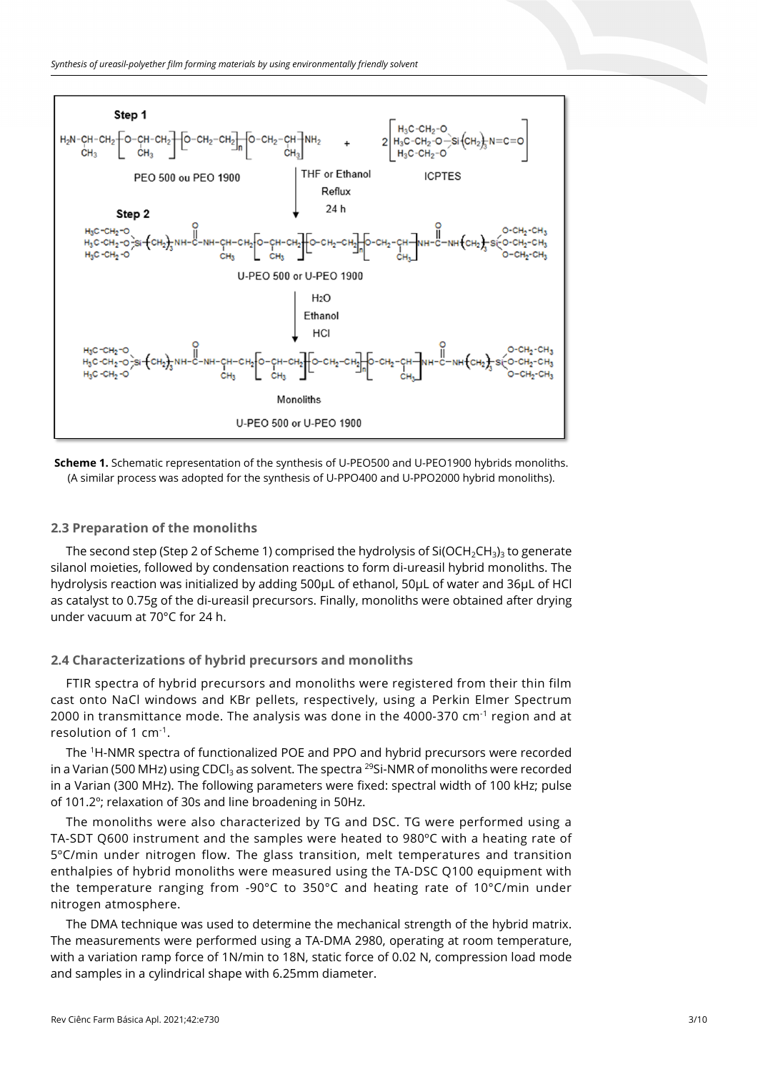**Scheme 1.** Schematic representation of the synthesis of U-PEO500 and U-PEO1900 hybrids monoliths. (A similar process was adopted for the synthesis of U-PPO400 and U-PPO2000 hybrid monoliths).

### 2.3 Preparation of the monoliths

The second step (Step 2 of Scheme 1) comprised the hydrolysis of $Si(OCH_2CH_3)_3$ to generate silanol moieties, followed by condensation reactions to form di-ureasil hybrid monoliths. The hydrolysis reaction was initialized by adding 500μL of ethanol, 50μL of water and 36μL of HCl as catalyst to 0.75g of the di-ureasil precursors. Finally, monoliths were obtained after drying under vacuum at 70°C for 24 h.

### 2.4 Characterizations of hybrid precursors and monoliths

FTIR spectra of hybrid precursors and monoliths were registered from their thin film cast onto NaCl windows and KBr pellets, respectively, using a Perkin Elmer Spectrum 2000 in transmittance mode. The analysis was done in the 4000-370 $cm^{-1}$ region and at resolution of 1 $cm^{-1}$.

The $^{1}H$-NMR spectra of functionalized POE and PPO and hybrid precursors were recorded in a Varian (500 MHz) using $CDCl_3$ as solvent. The spectra $^{29}Si$-NMR of monoliths were recorded in a Varian (300 MHz). The following parameters were fixed: spectral width of 100 kHz; pulse of 101.2º; relaxation of 30s and line broadening in 50Hz.

The monoliths were also characterized by TG and DSC. TG were performed using a TA-SDT Q600 instrument and the samples were heated to 980ºC with a heating rate of 5ºC/min under nitrogen flow. The glass transition, melt temperatures and transition enthalpies of hybrid monoliths were measured using the TA-DSC Q100 equipment with the temperature ranging from -90°C to 350°C and heating rate of 10°C/min under nitrogen atmosphere.

The DMA technique was used to determine the mechanical strength of the hybrid matrix. The measurements were performed using a TA-DMA 2980, operating at room temperature, with a variation ramp force of 1N/min to 18N, static force of 0.02 N, compression load mode and samples in a cylindrical shape with 6.25mm diameter.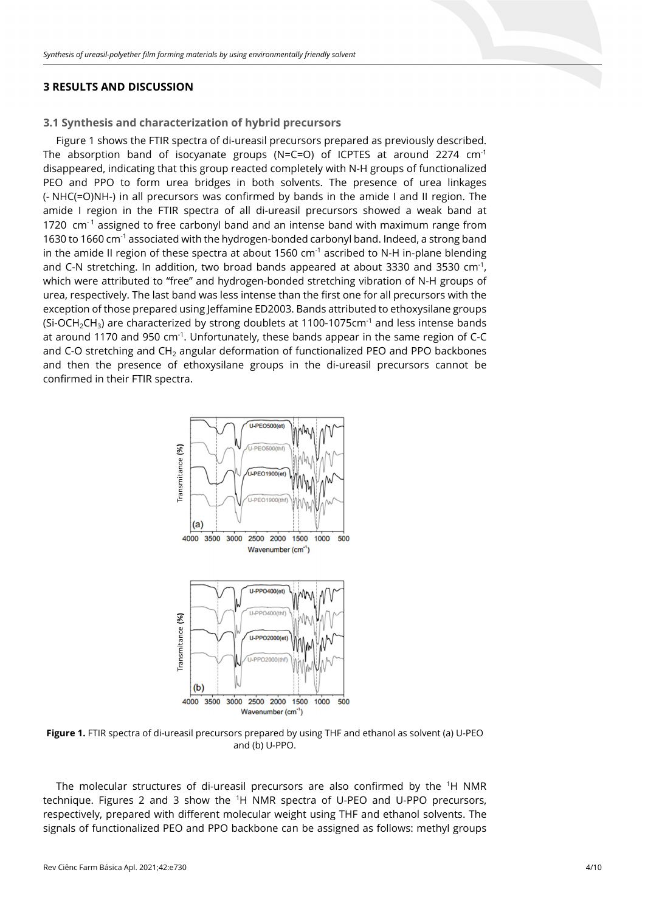## 3 RESULTS AND DISCUSSION

### 3.1 Synthesis and characterization of hybrid precursors

Figure 1 shows the FTIR spectra of di-ureasil precursors prepared as previously described. The absorption band of isocyanate groups (N=C=O) of ICPTES at around 2274 $cm^{-1}$ disappeared, indicating that this group reacted completely with N-H groups of functionalized PEO and PPO to form urea bridges in both solvents. The presence of urea linkages (- NHC(=O)NH-) in all precursors was confirmed by bands in the amide I and II region. The amide I region in the FTIR spectra of all di-ureasil precursors showed a weak band at 1720 $cm^{-1}$ assigned to free carbonyl band and an intense band with maximum range from 1630 to 1660 $cm^{-1}$ associated with the hydrogen-bonded carbonyl band. Indeed, a strong band in the amide II region of these spectra at about 1560 $cm^{-1}$ ascribed to N-H in-plane blending and C-N stretching. In addition, two broad bands appeared at about 3330 and 3530 $cm^{-1}$, which were attributed to "free" and hydrogen-bonded stretching vibration of N-H groups of urea, respectively. The last band was less intense than the first one for all precursors with the exception of those prepared using Jeffamine ED2003. Bands attributed to ethoxysilane groups ($Si\text{-}OCH_2CH_3$) are characterized by strong doublets at 1100-1075$cm^{-1}$ and less intense bands at around 1170 and 950 $cm^{-1}$. Unfortunately, these bands appear in the same region of C-C and C-O stretching and $CH_2$ angular deformation of functionalized PEO and PPO backbones and then the presence of ethoxysilane groups in the di-ureasil precursors cannot be confirmed in their FTIR spectra.

**Figure 1.** FTIR spectra of di-ureasil precursors prepared by using THF and ethanol as solvent (a) U-PEO and (b) U-PPO.

The molecular structures of di-ureasil precursors are also confirmed by the $^{1}H$ NMR technique. Figures 2 and 3 show the $^{1}H$ NMR spectra of U-PEO and U-PPO precursors, respectively, prepared with different molecular weight using THF and ethanol solvents. The signals of functionalized PEO and PPO backbone can be assigned as follows: methyl groups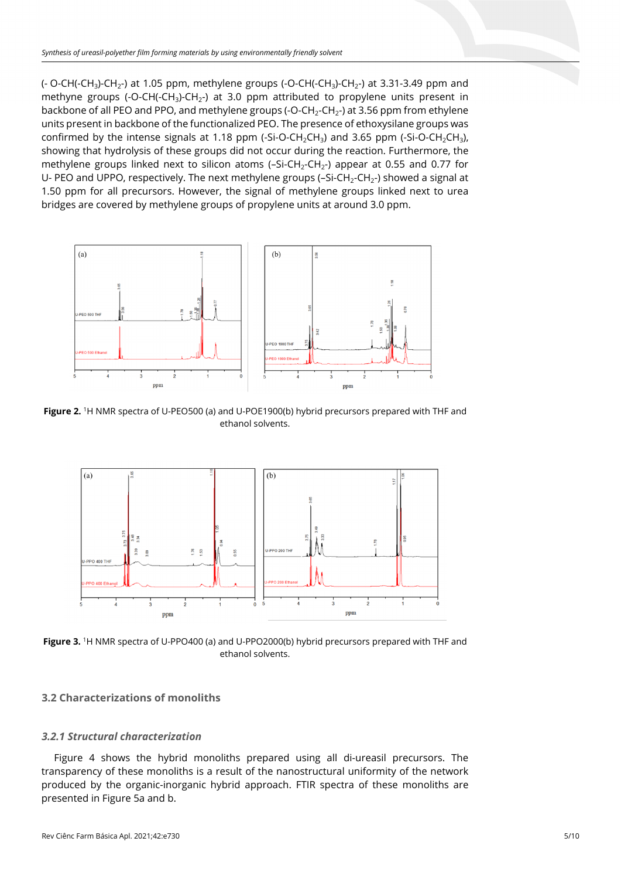(- O-CH(-$CH_3$)-$CH_2$-) at 1.05 ppm, methylene groups (-O-CH(-$CH_3$)-$CH_2$-) at 3.31-3.49 ppm and methyne groups (-O-CH(-$CH_3$)-$CH_2$-) at 3.0 ppm attributed to propylene units present in backbone of all PEO and PPO, and methylene groups (-O-$CH_2$-$CH_2$-) at 3.56 ppm from ethylene units present in backbone of the functionalized PEO. The presence of ethoxysilane groups was confirmed by the intense signals at 1.18 ppm (-Si-O-$CH_2CH_3$) and 3.65 ppm (-Si-O-$CH_2CH_3$), showing that hydrolysis of these groups did not occur during the reaction. Furthermore, the methylene groups linked next to silicon atoms (–Si-$CH_2$-$CH_2$-) appear at 0.55 and 0.77 for U- PEO and UPPO, respectively. The next methylene groups (–Si-$CH_2$-$CH_2$-) showed a signal at 1.50 ppm for all precursors. However, the signal of methylene groups linked next to urea bridges are covered by methylene groups of propylene units at around 3.0 ppm.

**Figure 2.** [1]H NMR spectra of U-PEO500 (a) and U-POE1900(b) hybrid precursors prepared with THF and ethanol solvents.

**Figure 3.** [1]H NMR spectra of U-PPO400 (a) and U-PPO2000(b) hybrid precursors prepared with THF and ethanol solvents.

## 3.2 Characterizations of monoliths

### *3.2.1 Structural characterization*

Figure 4 shows the hybrid monoliths prepared using all di-ureasil precursors. The transparency of these monoliths is a result of the nanostructural uniformity of the network produced by the organic-inorganic hybrid approach. FTIR spectra of these monoliths are presented in Figure 5a and b.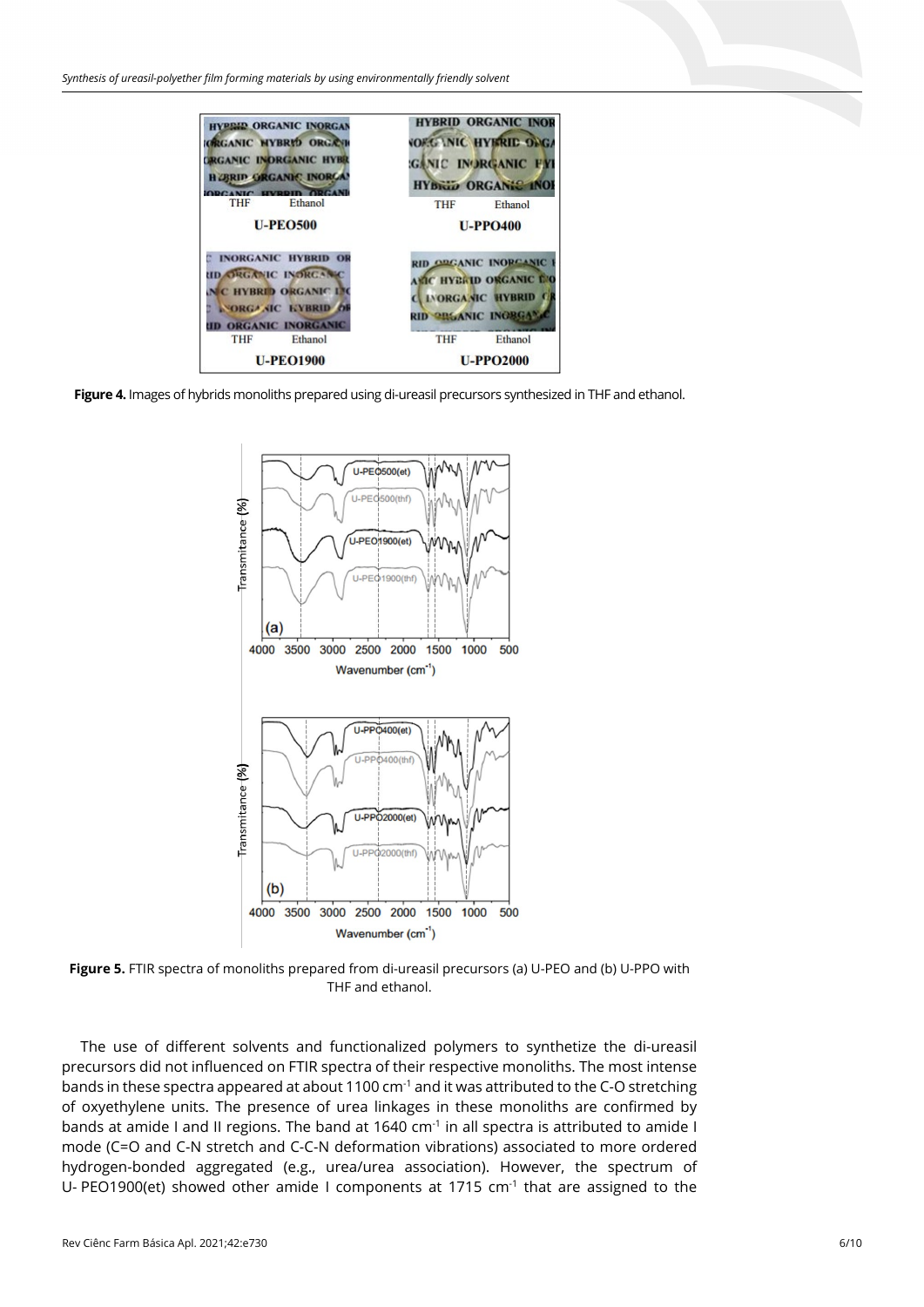**Figure 4.** Images of hybrids monoliths prepared using di-ureasil precursors synthesized in THF and ethanol.

**Figure 5.** FTIR spectra of monoliths prepared from di-ureasil precursors (a) U-PEO and (b) U-PPO with THF and ethanol.

The use of different solvents and functionalized polymers to synthetize the di-ureasil precursors did not influenced on FTIR spectra of their respective monoliths. The most intense bands in these spectra appeared at about 1100 cm$^{-1}$ and it was attributed to the C-O stretching of oxyethylene units. The presence of urea linkages in these monoliths are confirmed by bands at amide I and II regions. The band at 1640 cm$^{-1}$ in all spectra is attributed to amide I mode (C=O and C-N stretch and C-C-N deformation vibrations) associated to more ordered hydrogen-bonded aggregated (e.g., urea/urea association). However, the spectrum of U- PEO1900(et) showed other amide I components at 1715 cm$^{-1}$ that are assigned to the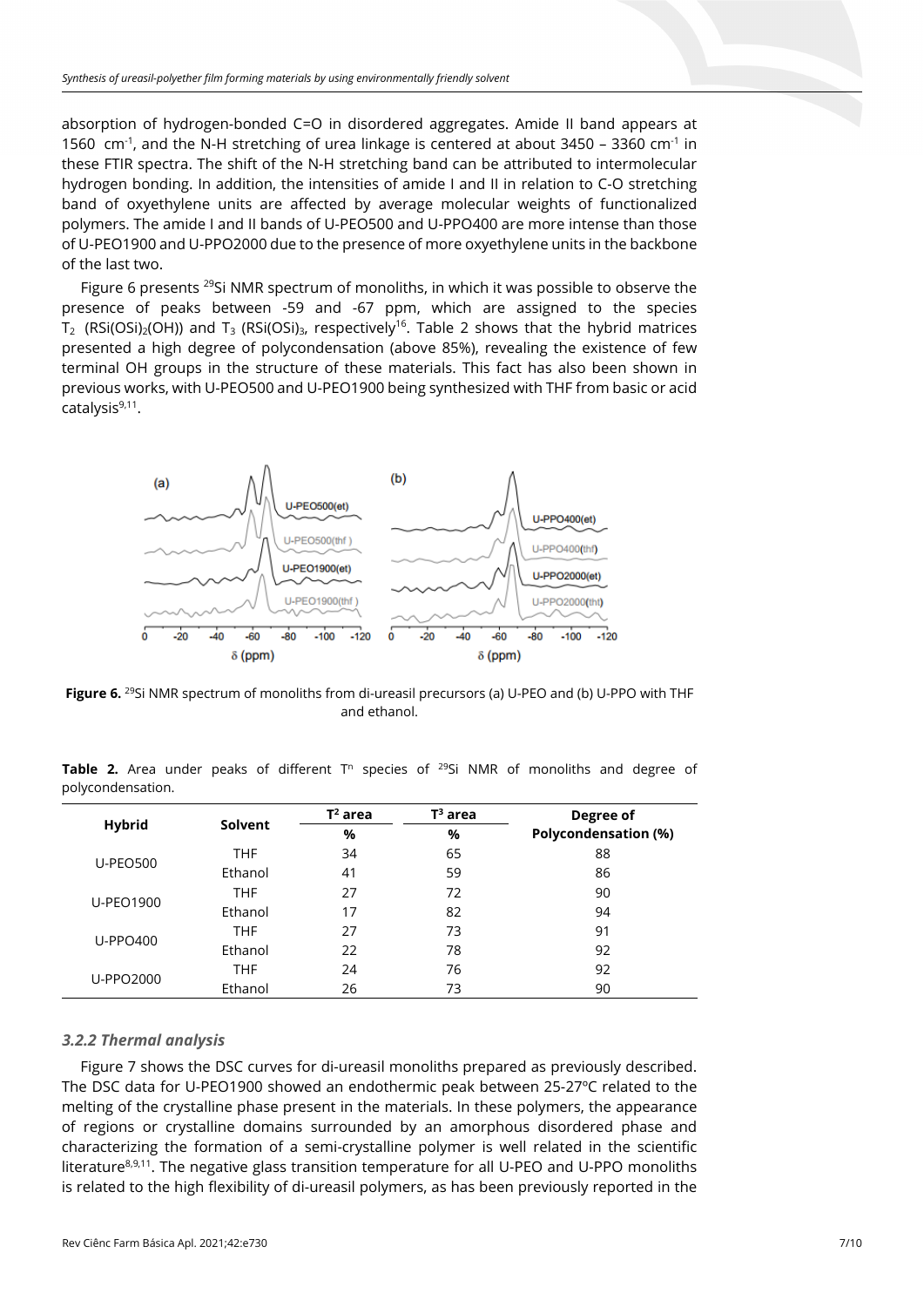absorption of hydrogen-bonded C=O in disordered aggregates. Amide II band appears at 1560 $cm^{-1}$, and the N-H stretching of urea linkage is centered at about 3450 – 3360 $cm^{-1}$ in these FTIR spectra. The shift of the N-H stretching band can be attributed to intermolecular hydrogen bonding. In addition, the intensities of amide I and II in relation to C-O stretching band of oxyethylene units are affected by average molecular weights of functionalized polymers. The amide I and II bands of U-PEO500 and U-PPO400 are more intense than those of U-PEO1900 and U-PPO2000 due to the presence of more oxyethylene units in the backbone of the last two.

Figure 6 presents $^{29}Si$ NMR spectrum of monoliths, in which it was possible to observe the presence of peaks between -59 and -67 ppm, which are assigned to the species $T_2$ ($RSi(OSi)_2(OH)$) and $T_3$ ($RSi(OSi)_3$, respectively[16]. Table 2 shows that the hybrid matrices presented a high degree of polycondensation (above 85%), revealing the existence of few terminal OH groups in the structure of these materials. This fact has also been shown in previous works, with U-PEO500 and U-PEO1900 being synthesized with THF from basic or acid catalysis[9,11].

**Figure 6.** $^{29}Si$ NMR spectrum of monoliths from di-ureasil precursors (a) U-PEO and (b) U-PPO with THF and ethanol.

**Table 2.** Area under peaks of different $T^n$ species of $^{29}Si$ NMR of monoliths and degree of polycondensation.

| Hybrid | Solvent | $T^2$ area % | $T^3$ area % | Degree of Polycondensation (%) |
|---|---|---|---|---|
| U-PEO500 | THF | 34 | 65 | 88 |
| | Ethanol | 41 | 59 | 86 |
| U-PEO1900 | THF | 27 | 72 | 90 |
| | Ethanol | 17 | 82 | 94 |
| U-PPO400 | THF | 27 | 73 | 91 |
| | Ethanol | 22 | 78 | 92 |
| U-PPO2000 | THF | 24 | 76 | 92 |
| | Ethanol | 26 | 73 | 90 |

### *3.2.2 Thermal analysis*

Figure 7 shows the DSC curves for di-ureasil monoliths prepared as previously described. The DSC data for U-PEO1900 showed an endothermic peak between 25-27ºC related to the melting of the crystalline phase present in the materials. In these polymers, the appearance of regions or crystalline domains surrounded by an amorphous disordered phase and characterizing the formation of a semi-crystalline polymer is well related in the scientific literature[8,9,11]. The negative glass transition temperature for all U-PEO and U-PPO monoliths is related to the high flexibility of di-ureasil polymers, as has been previously reported in the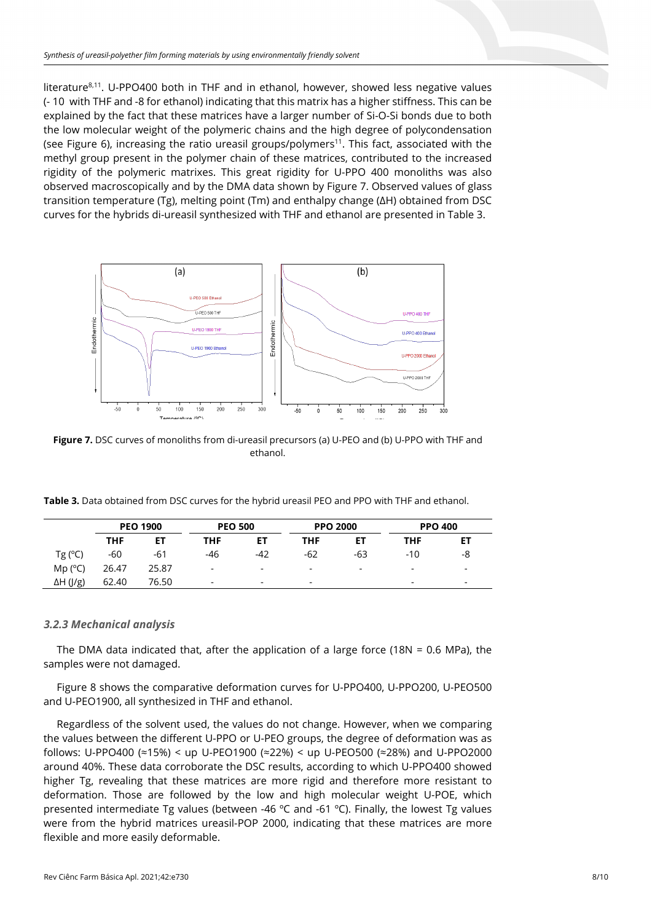literature[8,11]. U-PPO400 both in THF and in ethanol, however, showed less negative values (- 10 with THF and -8 for ethanol) indicating that this matrix has a higher stiffness. This can be explained by the fact that these matrices have a larger number of Si-O-Si bonds due to both the low molecular weight of the polymeric chains and the high degree of polycondensation (see Figure 6), increasing the ratio ureasil groups/polymers[11]. This fact, associated with the methyl group present in the polymer chain of these matrices, contributed to the increased rigidity of the polymeric matrixes. This great rigidity for U-PPO 400 monoliths was also observed macroscopically and by the DMA data shown by Figure 7. Observed values of glass transition temperature (Tg), melting point (Tm) and enthalpy change (ΔH) obtained from DSC curves for the hybrids di-ureasil synthesized with THF and ethanol are presented in Table 3.

**Figure 7.** DSC curves of monoliths from di-ureasil precursors (a) U-PEO and (b) U-PPO with THF and ethanol.

**Table 3.** Data obtained from DSC curves for the hybrid ureasil PEO and PPO with THF and ethanol.

| | PEO 1900 | | PEO 500 | | PPO 2000 | | PPO 400 | |
|---|---|---|---|---|---|---|---|---|
| | THF | ET | THF | ET | THF | ET | THF | ET |
| Tg (°C) | -60 | -61 | -46 | -42 | -62 | -63 | -10 | -8 |
| Mp (°C) | 26.47 | 25.87 | - | - | - | - | - | - |
| ΔH (J/g) | 62.40 | 76.50 | - | - | - | - | - | - |

### *3.2.3 Mechanical analysis*

The DMA data indicated that, after the application of a large force (18N = 0.6 MPa), the samples were not damaged.

Figure 8 shows the comparative deformation curves for U-PPO400, U-PPO200, U-PEO500 and U-PEO1900, all synthesized in THF and ethanol.

Regardless of the solvent used, the values do not change. However, when we comparing the values between the different U-PPO or U-PEO groups, the degree of deformation was as follows: U-PPO400 (≈15%) < up U-PEO1900 (≈22%) < up U-PEO500 (≈28%) and U-PPO2000 around 40%. These data corroborate the DSC results, according to which U-PPO400 showed higher Tg, revealing that these matrices are more rigid and therefore more resistant to deformation. Those are followed by the low and high molecular weight U-POE, which presented intermediate Tg values (between -46 °C and -61 °C). Finally, the lowest Tg values were from the hybrid matrices ureasil-POP 2000, indicating that these matrices are more flexible and more easily deformable.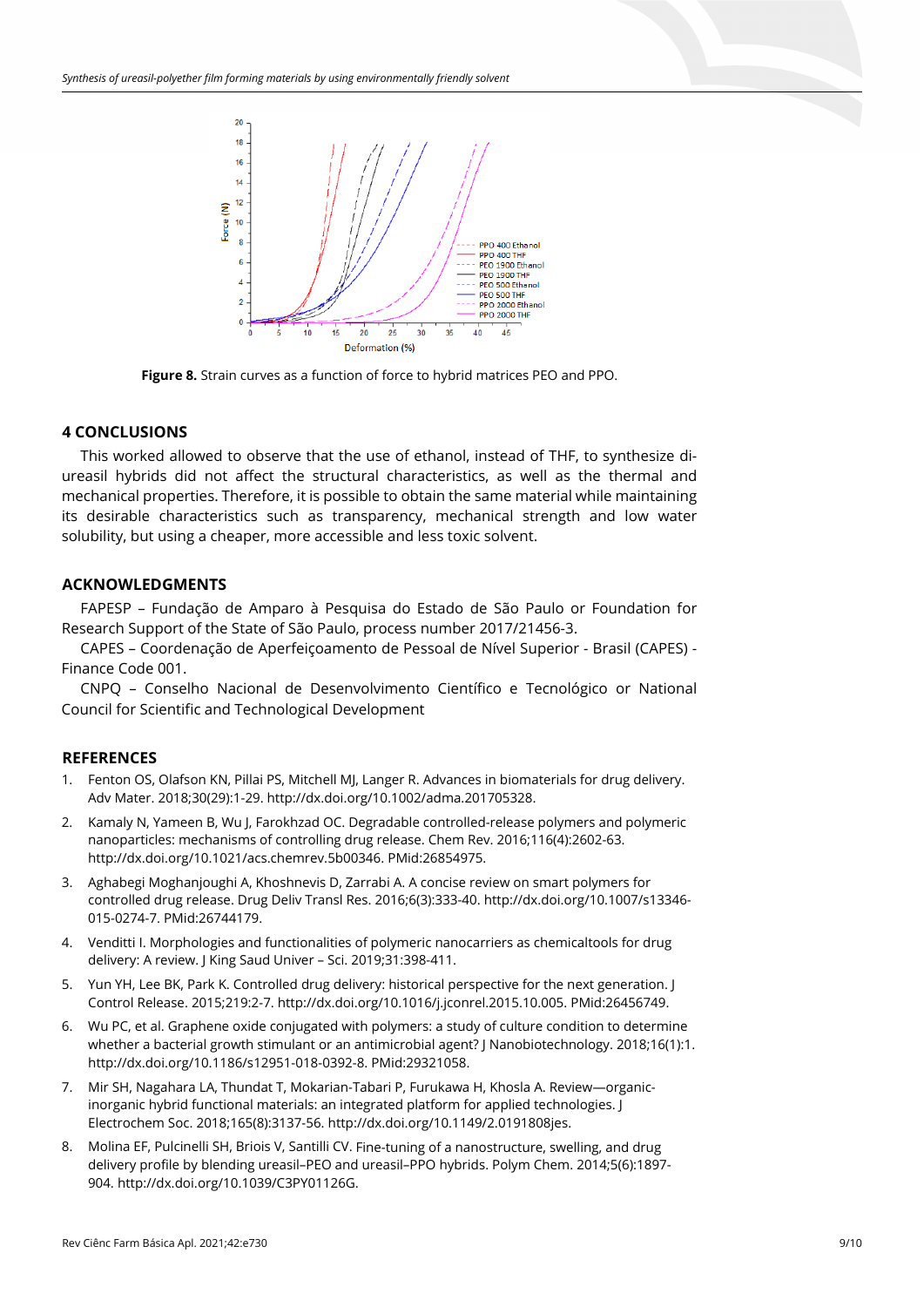**Figure 8.** Strain curves as a function of force to hybrid matrices PEO and PPO.

## 4 CONCLUSIONS

This worked allowed to observe that the use of ethanol, instead of THF, to synthesize di-ureasil hybrids did not affect the structural characteristics, as well as the thermal and mechanical properties. Therefore, it is possible to obtain the same material while maintaining its desirable characteristics such as transparency, mechanical strength and low water solubility, but using a cheaper, more accessible and less toxic solvent.

## ACKNOWLEDGMENTS

FAPESP – Fundação de Amparo à Pesquisa do Estado de São Paulo or Foundation for Research Support of the State of São Paulo, process number 2017/21456-3.

CAPES – Coordenação de Aperfeiçoamento de Pessoal de Nível Superior - Brasil (CAPES) - Finance Code 001.

CNPQ – Conselho Nacional de Desenvolvimento Científico e Tecnológico or National Council for Scientific and Technological Development

## REFERENCES

1. Fenton OS, Olafson KN, Pillai PS, Mitchell MJ, Langer R. Advances in biomaterials for drug delivery. Adv Mater. 2018;30(29):1-29. http://dx.doi.org/10.1002/adma.201705328.
2. Kamaly N, Yameen B, Wu J, Farokhzad OC. Degradable controlled-release polymers and polymeric nanoparticles: mechanisms of controlling drug release. Chem Rev. 2016;116(4):2602-63. http://dx.doi.org/10.1021/acs.chemrev.5b00346. PMid:26854975.
3. Aghabegi Moghanjoughi A, Khoshnevis D, Zarrabi A. A concise review on smart polymers for controlled drug release. Drug Deliv Transl Res. 2016;6(3):333-40. http://dx.doi.org/10.1007/s13346-015-0274-7. PMid:26744179.
4. Venditti I. Morphologies and functionalities of polymeric nanocarriers as chemicaltools for drug delivery: A review. J King Saud Univer – Sci. 2019;31:398-411.
5. Yun YH, Lee BK, Park K. Controlled drug delivery: historical perspective for the next generation. J Control Release. 2015;219:2-7. http://dx.doi.org/10.1016/j.jconrel.2015.10.005. PMid:26456749.
6. Wu PC, et al. Graphene oxide conjugated with polymers: a study of culture condition to determine whether a bacterial growth stimulant or an antimicrobial agent? J Nanobiotechnology. 2018;16(1):1. http://dx.doi.org/10.1186/s12951-018-0392-8. PMid:29321058.
7. Mir SH, Nagahara LA, Thundat T, Mokarian-Tabari P, Furukawa H, Khosla A. Review—organic-inorganic hybrid functional materials: an integrated platform for applied technologies. J Electrochem Soc. 2018;165(8):3137-56. http://dx.doi.org/10.1149/2.0191808jes.
8. Molina EF, Pulcinelli SH, Briois V, Santilli CV. Fine-tuning of a nanostructure, swelling, and drug delivery profile by blending ureasil–PEO and ureasil–PPO hybrids. Polym Chem. 2014;5(6):1897-904. http://dx.doi.org/10.1039/C3PY01126G.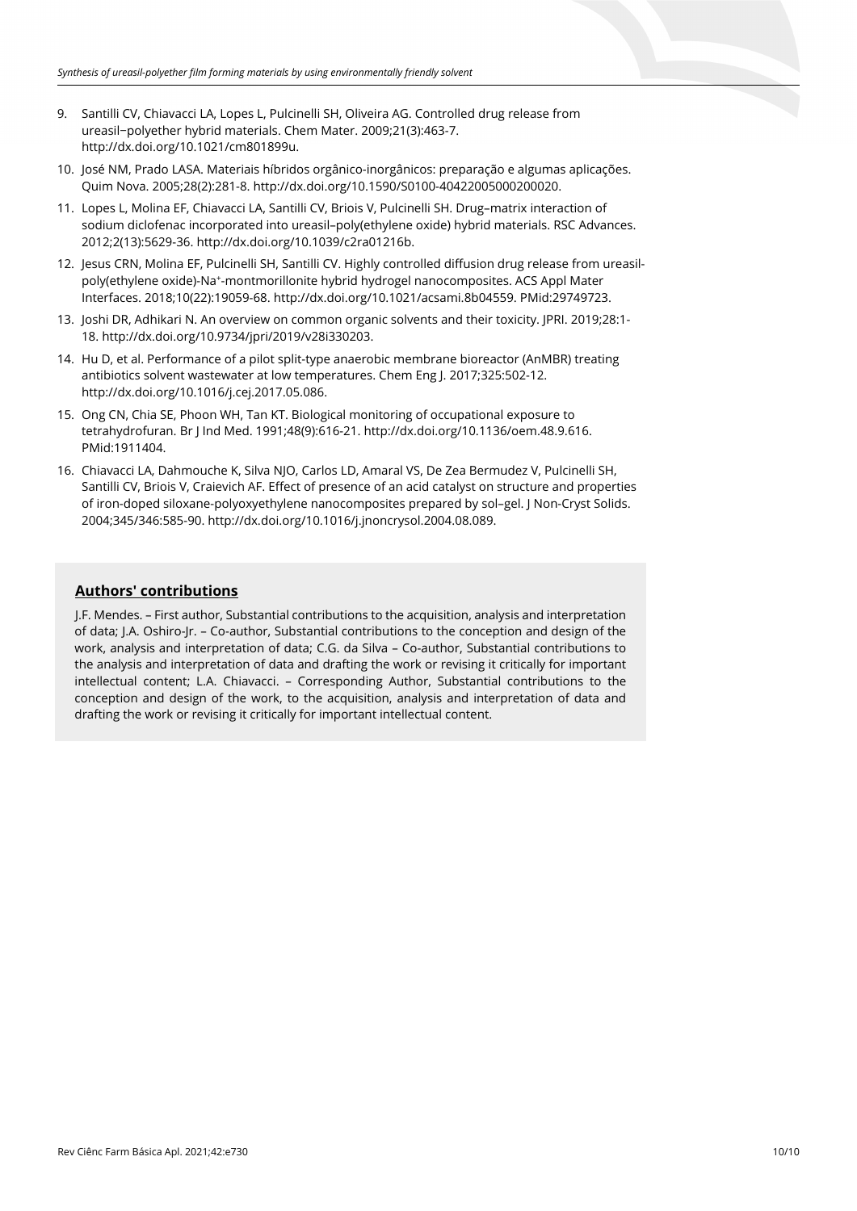9. Santilli CV, Chiavacci LA, Lopes L, Pulcinelli SH, Oliveira AG. Controlled drug release from ureasil−polyether hybrid materials. Chem Mater. 2009;21(3):463-7. http://dx.doi.org/10.1021/cm801899u.
10. José NM, Prado LASA. Materiais híbridos orgânico-inorgânicos: preparação e algumas aplicações. Quim Nova. 2005;28(2):281-8. http://dx.doi.org/10.1590/S0100-40422005000200020.
11. Lopes L, Molina EF, Chiavacci LA, Santilli CV, Briois V, Pulcinelli SH. Drug–matrix interaction of sodium diclofenac incorporated into ureasil–poly(ethylene oxide) hybrid materials. RSC Advances. 2012;2(13):5629-36. http://dx.doi.org/10.1039/c2ra01216b.
12. Jesus CRN, Molina EF, Pulcinelli SH, Santilli CV. Highly controlled diffusion drug release from ureasil-poly(ethylene oxide)-$Na^{+}$-montmorillonite hybrid hydrogel nanocomposites. ACS Appl Mater Interfaces. 2018;10(22):19059-68. http://dx.doi.org/10.1021/acsami.8b04559. PMid:29749723.
13. Joshi DR, Adhikari N. An overview on common organic solvents and their toxicity. JPRI. 2019;28:1-18. http://dx.doi.org/10.9734/jpri/2019/v28i330203.
14. Hu D, et al. Performance of a pilot split-type anaerobic membrane bioreactor (AnMBR) treating antibiotics solvent wastewater at low temperatures. Chem Eng J. 2017;325:502-12. http://dx.doi.org/10.1016/j.cej.2017.05.086.
15. Ong CN, Chia SE, Phoon WH, Tan KT. Biological monitoring of occupational exposure to tetrahydrofuran. Br J Ind Med. 1991;48(9):616-21. http://dx.doi.org/10.1136/oem.48.9.616. PMid:1911404.
16. Chiavacci LA, Dahmouche K, Silva NJO, Carlos LD, Amaral VS, De Zea Bermudez V, Pulcinelli SH, Santilli CV, Briois V, Craievich AF. Effect of presence of an acid catalyst on structure and properties of iron-doped siloxane-polyoxyethylene nanocomposites prepared by sol–gel. J Non-Cryst Solids. 2004;345/346:585-90. http://dx.doi.org/10.1016/j.jnoncrysol.2004.08.089.

## Authors' contributions

J.F. Mendes. – First author, Substantial contributions to the acquisition, analysis and interpretation of data; J.A. Oshiro-Jr. – Co-author, Substantial contributions to the conception and design of the work, analysis and interpretation of data; C.G. da Silva – Co-author, Substantial contributions to the analysis and interpretation of data and drafting the work or revising it critically for important intellectual content; L.A. Chiavacci. – Corresponding Author, Substantial contributions to the conception and design of the work, to the acquisition, analysis and interpretation of data and drafting the work or revising it critically for important intellectual content.